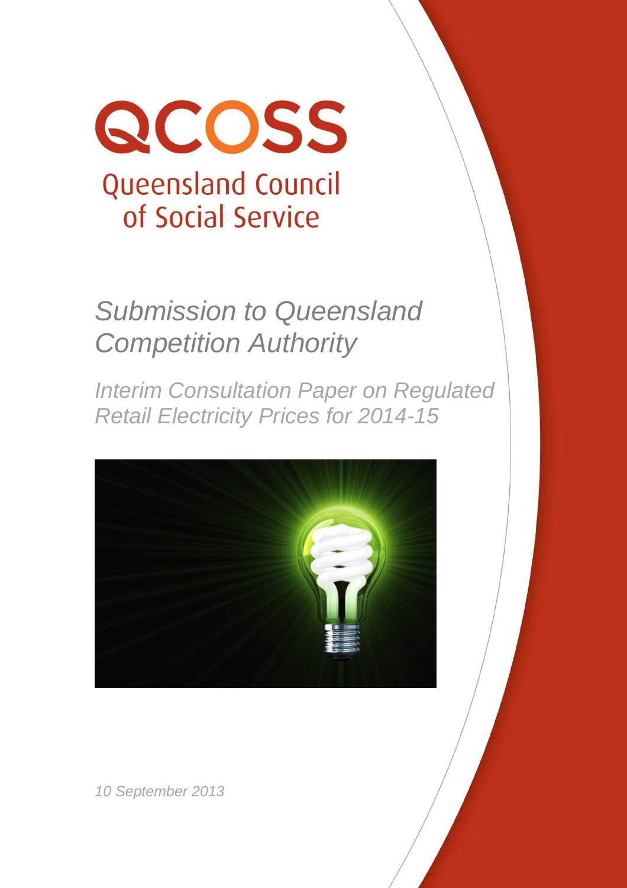QCOSS

Queensland Council of Social Service

# *Submission to Queensland Competition Authority*

## *Interim Consultation Paper on Regulated Retail Electricity Prices for 2014-15*

*10 September 2013*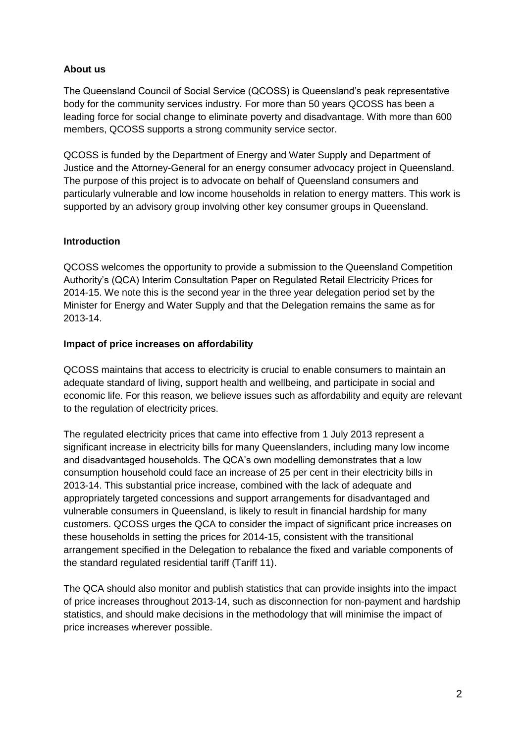**About us**

The Queensland Council of Social Service (QCOSS) is Queensland's peak representative body for the community services industry. For more than 50 years QCOSS has been a leading force for social change to eliminate poverty and disadvantage. With more than 600 members, QCOSS supports a strong community service sector.

QCOSS is funded by the Department of Energy and Water Supply and Department of Justice and the Attorney-General for an energy consumer advocacy project in Queensland. The purpose of this project is to advocate on behalf of Queensland consumers and particularly vulnerable and low income households in relation to energy matters. This work is supported by an advisory group involving other key consumer groups in Queensland.

**Introduction**

QCOSS welcomes the opportunity to provide a submission to the Queensland Competition Authority's (QCA) Interim Consultation Paper on Regulated Retail Electricity Prices for 2014-15. We note this is the second year in the three year delegation period set by the Minister for Energy and Water Supply and that the Delegation remains the same as for 2013-14.

**Impact of price increases on affordability**

QCOSS maintains that access to electricity is crucial to enable consumers to maintain an adequate standard of living, support health and wellbeing, and participate in social and economic life. For this reason, we believe issues such as affordability and equity are relevant to the regulation of electricity prices.

The regulated electricity prices that came into effective from 1 July 2013 represent a significant increase in electricity bills for many Queenslanders, including many low income and disadvantaged households. The QCA's own modelling demonstrates that a low consumption household could face an increase of 25 per cent in their electricity bills in 2013-14. This substantial price increase, combined with the lack of adequate and appropriately targeted concessions and support arrangements for disadvantaged and vulnerable consumers in Queensland, is likely to result in financial hardship for many customers. QCOSS urges the QCA to consider the impact of significant price increases on these households in setting the prices for 2014-15, consistent with the transitional arrangement specified in the Delegation to rebalance the fixed and variable components of the standard regulated residential tariff (Tariff 11).

The QCA should also monitor and publish statistics that can provide insights into the impact of price increases throughout 2013-14, such as disconnection for non-payment and hardship statistics, and should make decisions in the methodology that will minimise the impact of price increases wherever possible.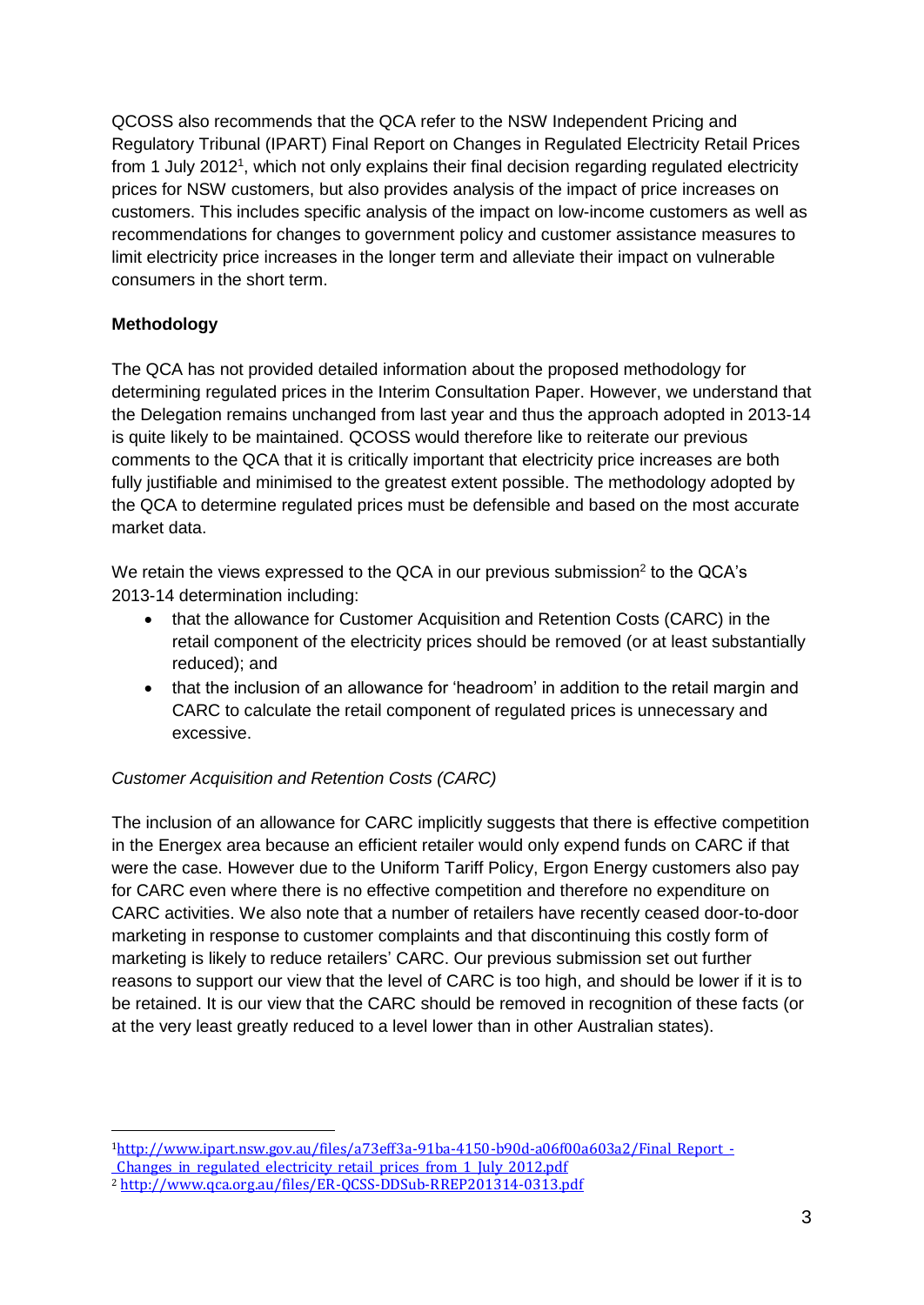QCOSS also recommends that the QCA refer to the NSW Independent Pricing and Regulatory Tribunal (IPART) Final Report on Changes in Regulated Electricity Retail Prices from 1 July 2012[1], which not only explains their final decision regarding regulated electricity prices for NSW customers, but also provides analysis of the impact of price increases on customers. This includes specific analysis of the impact on low-income customers as well as recommendations for changes to government policy and customer assistance measures to limit electricity price increases in the longer term and alleviate their impact on vulnerable consumers in the short term.

**Methodology**

The QCA has not provided detailed information about the proposed methodology for determining regulated prices in the Interim Consultation Paper. However, we understand that the Delegation remains unchanged from last year and thus the approach adopted in 2013-14 is quite likely to be maintained. QCOSS would therefore like to reiterate our previous comments to the QCA that it is critically important that electricity price increases are both fully justifiable and minimised to the greatest extent possible. The methodology adopted by the QCA to determine regulated prices must be defensible and based on the most accurate market data.

We retain the views expressed to the QCA in our previous submission[2] to the QCA's 2013-14 determination including:

- that the allowance for Customer Acquisition and Retention Costs (CARC) in the retail component of the electricity prices should be removed (or at least substantially reduced); and
- that the inclusion of an allowance for 'headroom' in addition to the retail margin and CARC to calculate the retail component of regulated prices is unnecessary and excessive.

*Customer Acquisition and Retention Costs (CARC)*

The inclusion of an allowance for CARC implicitly suggests that there is effective competition in the Energex area because an efficient retailer would only expend funds on CARC if that were the case. However due to the Uniform Tariff Policy, Ergon Energy customers also pay for CARC even where there is no effective competition and therefore no expenditure on CARC activities. We also note that a number of retailers have recently ceased door-to-door marketing in response to customer complaints and that discontinuing this costly form of marketing is likely to reduce retailers' CARC. Our previous submission set out further reasons to support our view that the level of CARC is too high, and should be lower if it is to be retained. It is our view that the CARC should be removed in recognition of these facts (or at the very least greatly reduced to a level lower than in other Australian states).

---

[1] http://www.ipart.nsw.gov.au/files/a73eff3a-91ba-4150-b90d-a06f00a603a2/Final_Report_-_Changes_in_regulated_electricity_retail_prices_from_1_July_2012.pdf

[2] http://www.qca.org.au/files/ER-QCSS-DDSub-RREP201314-0313.pdf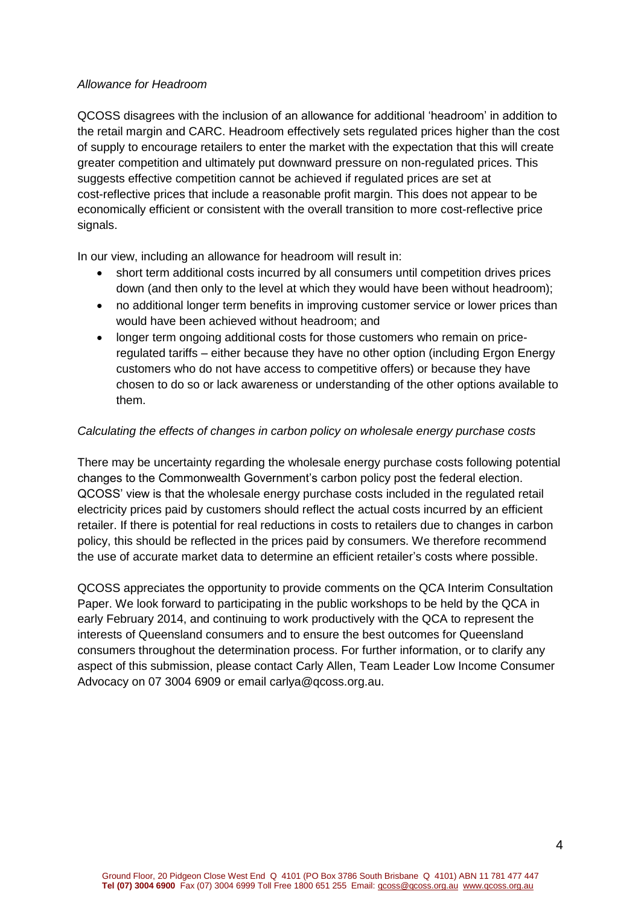*Allowance for Headroom*

QCOSS disagrees with the inclusion of an allowance for additional 'headroom' in addition to the retail margin and CARC. Headroom effectively sets regulated prices higher than the cost of supply to encourage retailers to enter the market with the expectation that this will create greater competition and ultimately put downward pressure on non-regulated prices. This suggests effective competition cannot be achieved if regulated prices are set at cost-reflective prices that include a reasonable profit margin. This does not appear to be economically efficient or consistent with the overall transition to more cost-reflective price signals.

In our view, including an allowance for headroom will result in:

- short term additional costs incurred by all consumers until competition drives prices down (and then only to the level at which they would have been without headroom);
- no additional longer term benefits in improving customer service or lower prices than would have been achieved without headroom; and
- longer term ongoing additional costs for those customers who remain on price-regulated tariffs – either because they have no other option (including Ergon Energy customers who do not have access to competitive offers) or because they have chosen to do so or lack awareness or understanding of the other options available to them.

*Calculating the effects of changes in carbon policy on wholesale energy purchase costs*

There may be uncertainty regarding the wholesale energy purchase costs following potential changes to the Commonwealth Government's carbon policy post the federal election. QCOSS' view is that the wholesale energy purchase costs included in the regulated retail electricity prices paid by customers should reflect the actual costs incurred by an efficient retailer. If there is potential for real reductions in costs to retailers due to changes in carbon policy, this should be reflected in the prices paid by consumers. We therefore recommend the use of accurate market data to determine an efficient retailer's costs where possible.

QCOSS appreciates the opportunity to provide comments on the QCA Interim Consultation Paper. We look forward to participating in the public workshops to be held by the QCA in early February 2014, and continuing to work productively with the QCA to represent the interests of Queensland consumers and to ensure the best outcomes for Queensland consumers throughout the determination process. For further information, or to clarify any aspect of this submission, please contact Carly Allen, Team Leader Low Income Consumer Advocacy on 07 3004 6909 or email carlya@qcoss.org.au.